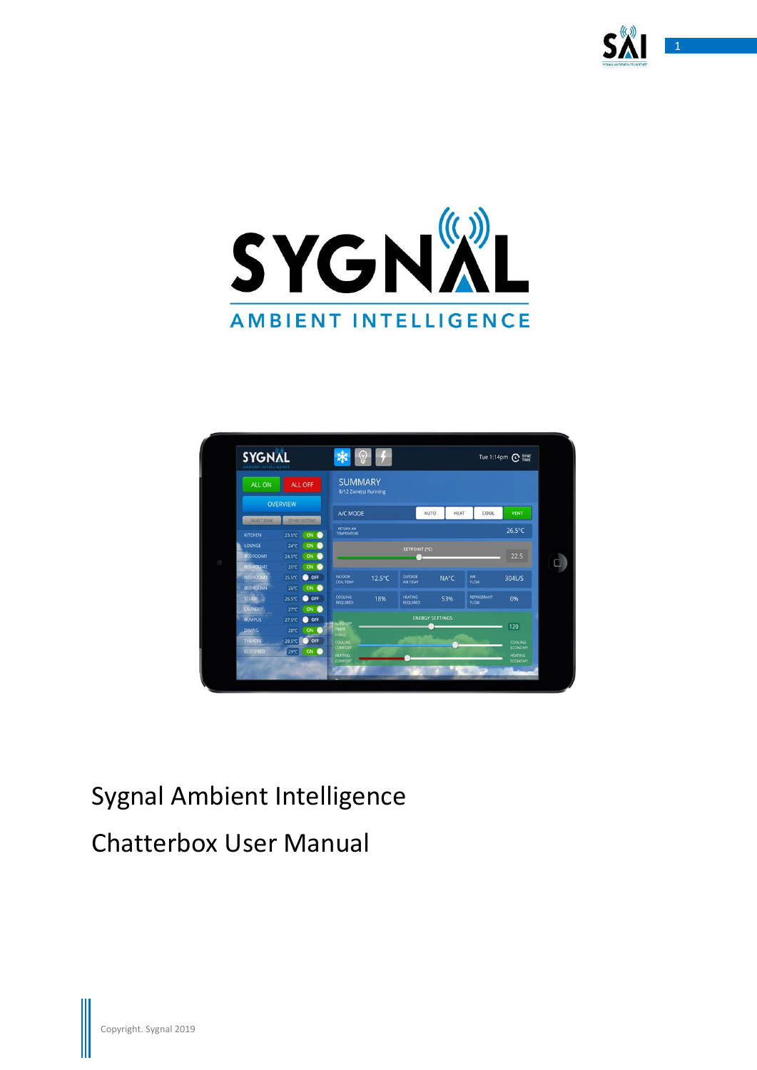# Sygnal Ambient Intelligence

# Chatterbox User Manual

Copyright. Sygnal 2019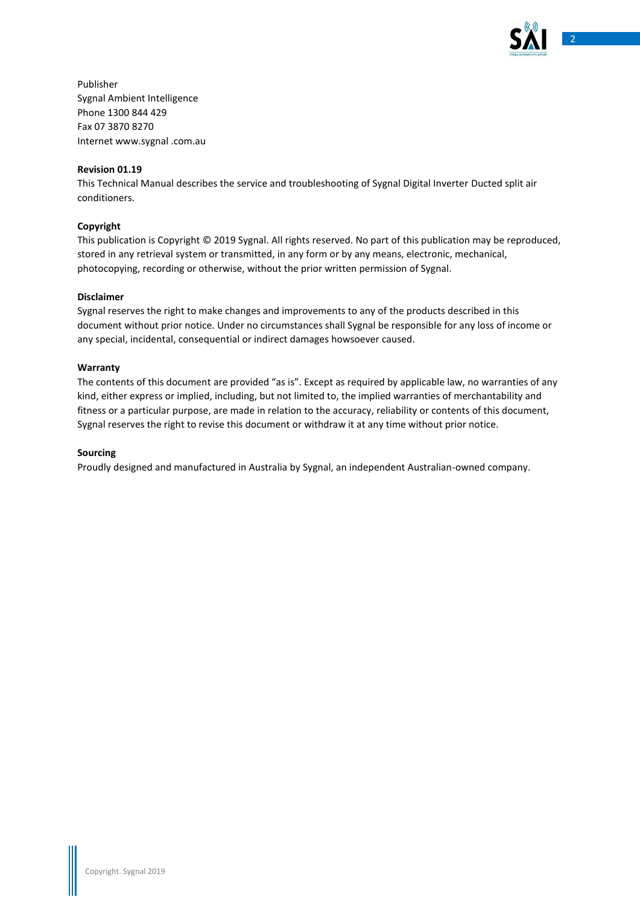Publisher
Sygnal Ambient Intelligence
Phone 1300 844 429
Fax 07 3870 8270
Internet www.sygnal .com.au

**Revision 01.19**

This Technical Manual describes the service and troubleshooting of Sygnal Digital Inverter Ducted split air conditioners.

**Copyright**

This publication is Copyright © 2019 Sygnal. All rights reserved. No part of this publication may be reproduced, stored in any retrieval system or transmitted, in any form or by any means, electronic, mechanical, photocopying, recording or otherwise, without the prior written permission of Sygnal.

**Disclaimer**

Sygnal reserves the right to make changes and improvements to any of the products described in this document without prior notice. Under no circumstances shall Sygnal be responsible for any loss of income or any special, incidental, consequential or indirect damages howsoever caused.

**Warranty**

The contents of this document are provided "as is". Except as required by applicable law, no warranties of any kind, either express or implied, including, but not limited to, the implied warranties of merchantability and fitness or a particular purpose, are made in relation to the accuracy, reliability or contents of this document, Sygnal reserves the right to revise this document or withdraw it at any time without prior notice.

**Sourcing**

Proudly designed and manufactured in Australia by Sygnal, an independent Australian-owned company.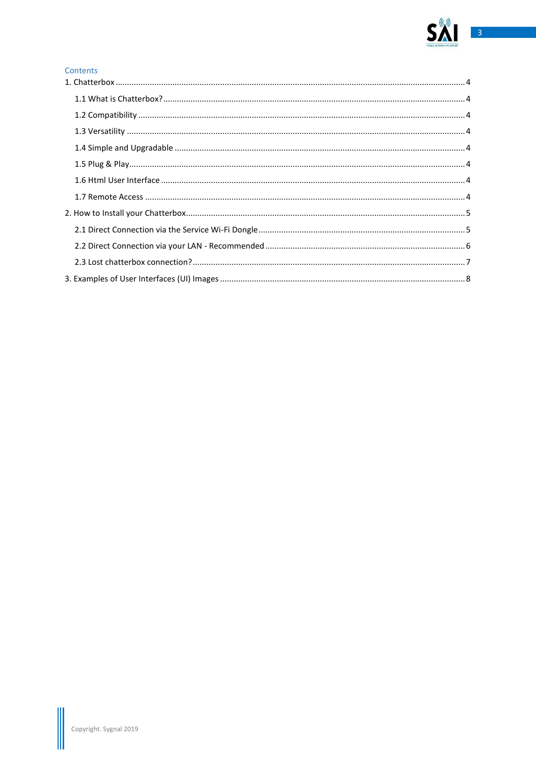## Contents

1. Chatterbox ........................................................................................................................................ 4
    - 1.1 What is Chatterbox? .................................................................................................................... 4
    - 1.2 Compatibility ............................................................................................................................... 4
    - 1.3 Versatility .................................................................................................................................... 4
    - 1.4 Simple and Upgradable ............................................................................................................... 4
    - 1.5 Plug & Play................................................................................................................................... 4
    - 1.6 Html User Interface ..................................................................................................................... 4
    - 1.7 Remote Access ............................................................................................................................ 4
2. How to Install your Chatterbox.......................................................................................................... 5
    - 2.1 Direct Connection via the Service Wi-Fi Dongle .......................................................................... 5
    - 2.2 Direct Connection via your LAN - Recommended ....................................................................... 6
    - 2.3 Lost chatterbox connection? ....................................................................................................... 7
3. Examples of User Interfaces (UI) Images ............................................................................................ 8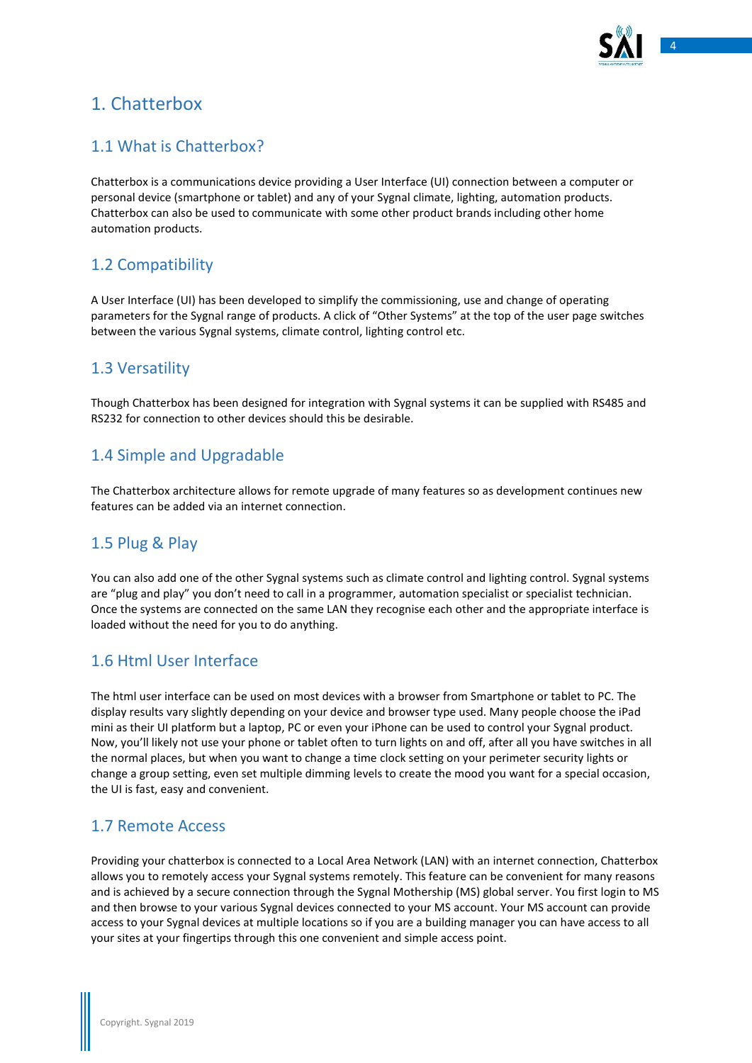# 1. Chatterbox

## 1.1 What is Chatterbox?

Chatterbox is a communications device providing a User Interface (UI) connection between a computer or personal device (smartphone or tablet) and any of your Sygnal climate, lighting, automation products. Chatterbox can also be used to communicate with some other product brands including other home automation products.

## 1.2 Compatibility

A User Interface (UI) has been developed to simplify the commissioning, use and change of operating parameters for the Sygnal range of products. A click of "Other Systems" at the top of the user page switches between the various Sygnal systems, climate control, lighting control etc.

## 1.3 Versatility

Though Chatterbox has been designed for integration with Sygnal systems it can be supplied with RS485 and RS232 for connection to other devices should this be desirable.

## 1.4 Simple and Upgradable

The Chatterbox architecture allows for remote upgrade of many features so as development continues new features can be added via an internet connection.

## 1.5 Plug & Play

You can also add one of the other Sygnal systems such as climate control and lighting control. Sygnal systems are "plug and play" you don't need to call in a programmer, automation specialist or specialist technician. Once the systems are connected on the same LAN they recognise each other and the appropriate interface is loaded without the need for you to do anything.

## 1.6 Html User Interface

The html user interface can be used on most devices with a browser from Smartphone or tablet to PC. The display results vary slightly depending on your device and browser type used. Many people choose the iPad mini as their UI platform but a laptop, PC or even your iPhone can be used to control your Sygnal product. Now, you'll likely not use your phone or tablet often to turn lights on and off, after all you have switches in all the normal places, but when you want to change a time clock setting on your perimeter security lights or change a group setting, even set multiple dimming levels to create the mood you want for a special occasion, the UI is fast, easy and convenient.

## 1.7 Remote Access

Providing your chatterbox is connected to a Local Area Network (LAN) with an internet connection, Chatterbox allows you to remotely access your Sygnal systems remotely. This feature can be convenient for many reasons and is achieved by a secure connection through the Sygnal Mothership (MS) global server. You first login to MS and then browse to your various Sygnal devices connected to your MS account. Your MS account can provide access to your Sygnal devices at multiple locations so if you are a building manager you can have access to all your sites at your fingertips through this one convenient and simple access point.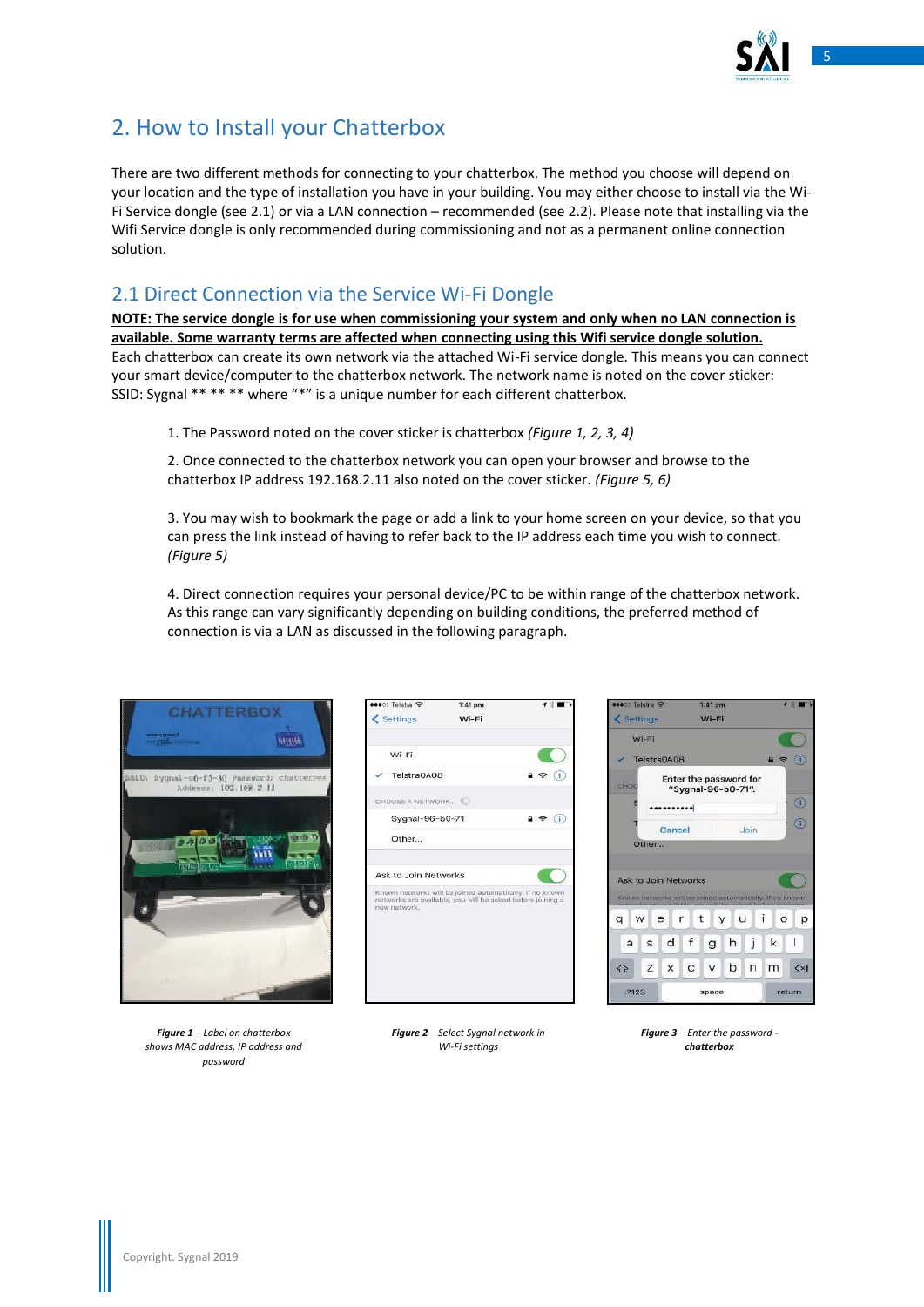## 2. How to Install your Chatterbox

There are two different methods for connecting to your chatterbox. The method you choose will depend on your location and the type of installation you have in your building. You may either choose to install via the Wi-Fi Service dongle (see 2.1) or via a LAN connection – recommended (see 2.2). Please note that installing via the Wifi Service dongle is only recommended during commissioning and not as a permanent online connection solution.

### 2.1 Direct Connection via the Service Wi-Fi Dongle

**NOTE: The service dongle is for use when commissioning your system and only when no LAN connection is available. Some warranty terms are affected when connecting using this Wifi service dongle solution.**

Each chatterbox can create its own network via the attached Wi-Fi service dongle. This means you can connect your smart device/computer to the chatterbox network. The network name is noted on the cover sticker: SSID: Sygnal ** ** ** where "*" is a unique number for each different chatterbox.

1. The Password noted on the cover sticker is chatterbox *(Figure 1, 2, 3, 4)*

2. Once connected to the chatterbox network you can open your browser and browse to the chatterbox IP address 192.168.2.11 also noted on the cover sticker. *(Figure 5, 6)*

3. You may wish to bookmark the page or add a link to your home screen on your device, so that you can press the link instead of having to refer back to the IP address each time you wish to connect. *(Figure 5)*

4. Direct connection requires your personal device/PC to be within range of the chatterbox network. As this range can vary significantly depending on building conditions, the preferred method of connection is via a LAN as discussed in the following paragraph.

***Figure 1** – Label on chatterbox shows MAC address, IP address and password*

***Figure 2** – Select Sygnal network in Wi-Fi settings*

***Figure 3** – Enter the password - **chatterbox***

Copyright. Sygnal 2019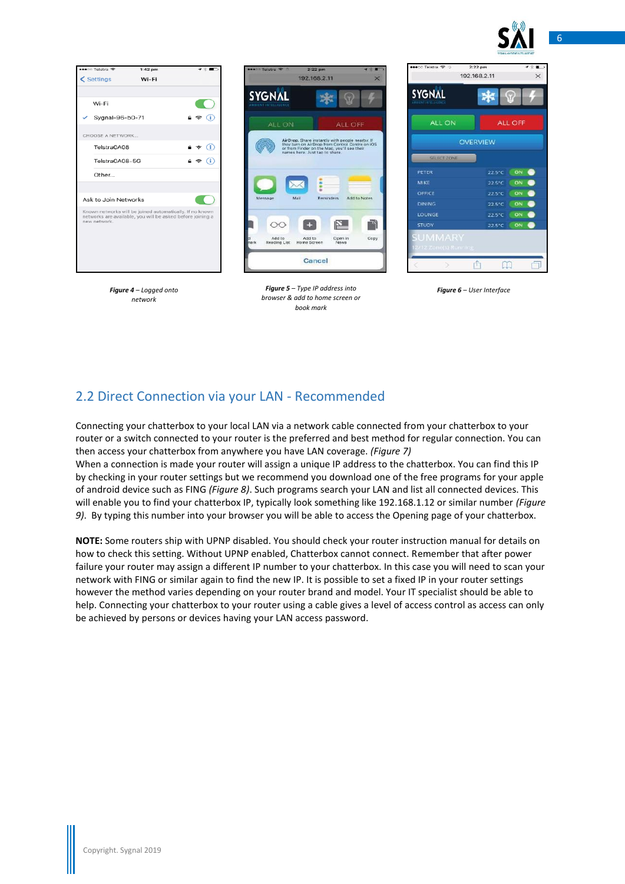*Figure 4 – Logged onto network*

*Figure 5 – Type IP address into browser & add to home screen or book mark*

*Figure 6 – User Interface*

## 2.2 Direct Connection via your LAN - Recommended

Connecting your chatterbox to your local LAN via a network cable connected from your chatterbox to your router or a switch connected to your router is the preferred and best method for regular connection. You can then access your chatterbox from anywhere you have LAN coverage. *(Figure 7)*
When a connection is made your router will assign a unique IP address to the chatterbox. You can find this IP by checking in your router settings but we recommend you download one of the free programs for your apple of android device such as FING *(Figure 8)*. Such programs search your LAN and list all connected devices. This will enable you to find your chatterbox IP, typically look something like 192.168.1.12 or similar number *(Figure 9)*. By typing this number into your browser you will be able to access the Opening page of your chatterbox.

**NOTE:** Some routers ship with UPNP disabled. You should check your router instruction manual for details on how to check this setting. Without UPNP enabled, Chatterbox cannot connect. Remember that after power failure your router may assign a different IP number to your chatterbox. In this case you will need to scan your network with FING or similar again to find the new IP. It is possible to set a fixed IP in your router settings however the method varies depending on your router brand and model. Your IT specialist should be able to help. Connecting your chatterbox to your router using a cable gives a level of access control as access can only be achieved by persons or devices having your LAN access password.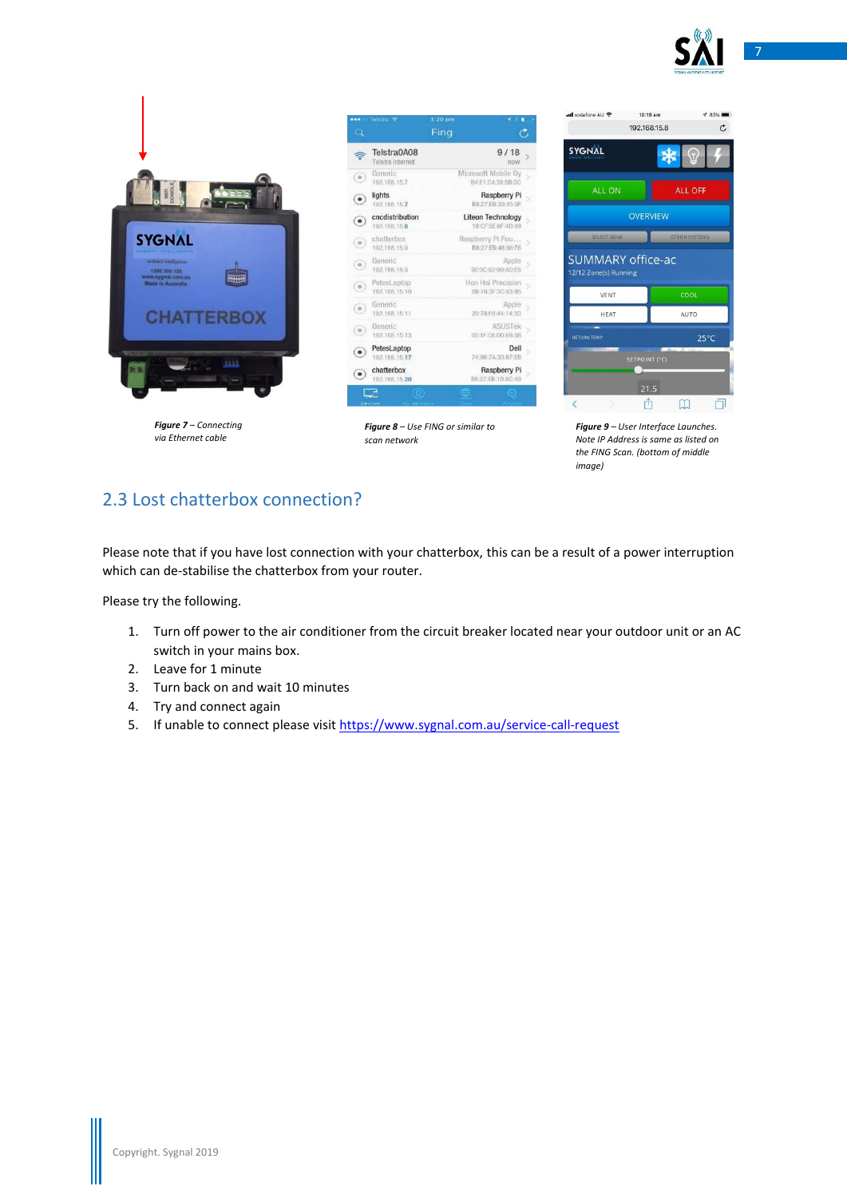*Figure 7* – Connecting via Ethernet cable

*Figure 8* – Use FING or similar to scan network

*Figure 9* – User Interface Launches. Note IP Address is same as listed on the FING Scan. (bottom of middle image)

## 2.3 Lost chatterbox connection?

Please note that if you have lost connection with your chatterbox, this can be a result of a power interruption which can de-stabilise the chatterbox from your router.

Please try the following.

1. Turn off power to the air conditioner from the circuit breaker located near your outdoor unit or an AC switch in your mains box.
2. Leave for 1 minute
3. Turn back on and wait 10 minutes
4. Try and connect again
5. If unable to connect please visit https://www.sygnal.com.au/service-call-request

Copyright. Sygnal 2019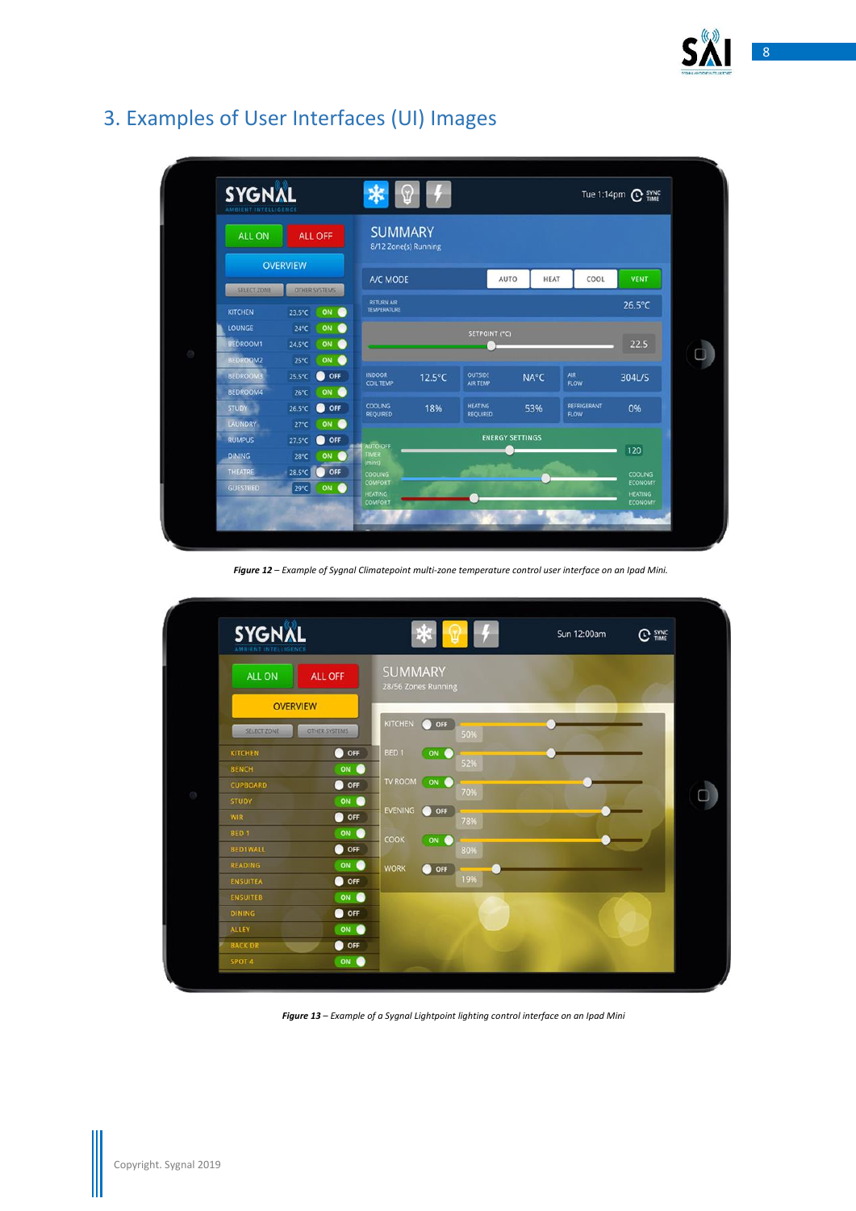## 3. Examples of User Interfaces (UI) Images

*Figure 12 – Example of Sygnal Climatepoint multi-zone temperature control user interface on an Ipad Mini.*

*Figure 13 – Example of a Sygnal Lightpoint lighting control interface on an Ipad Mini*

Copyright. Sygnal 2019